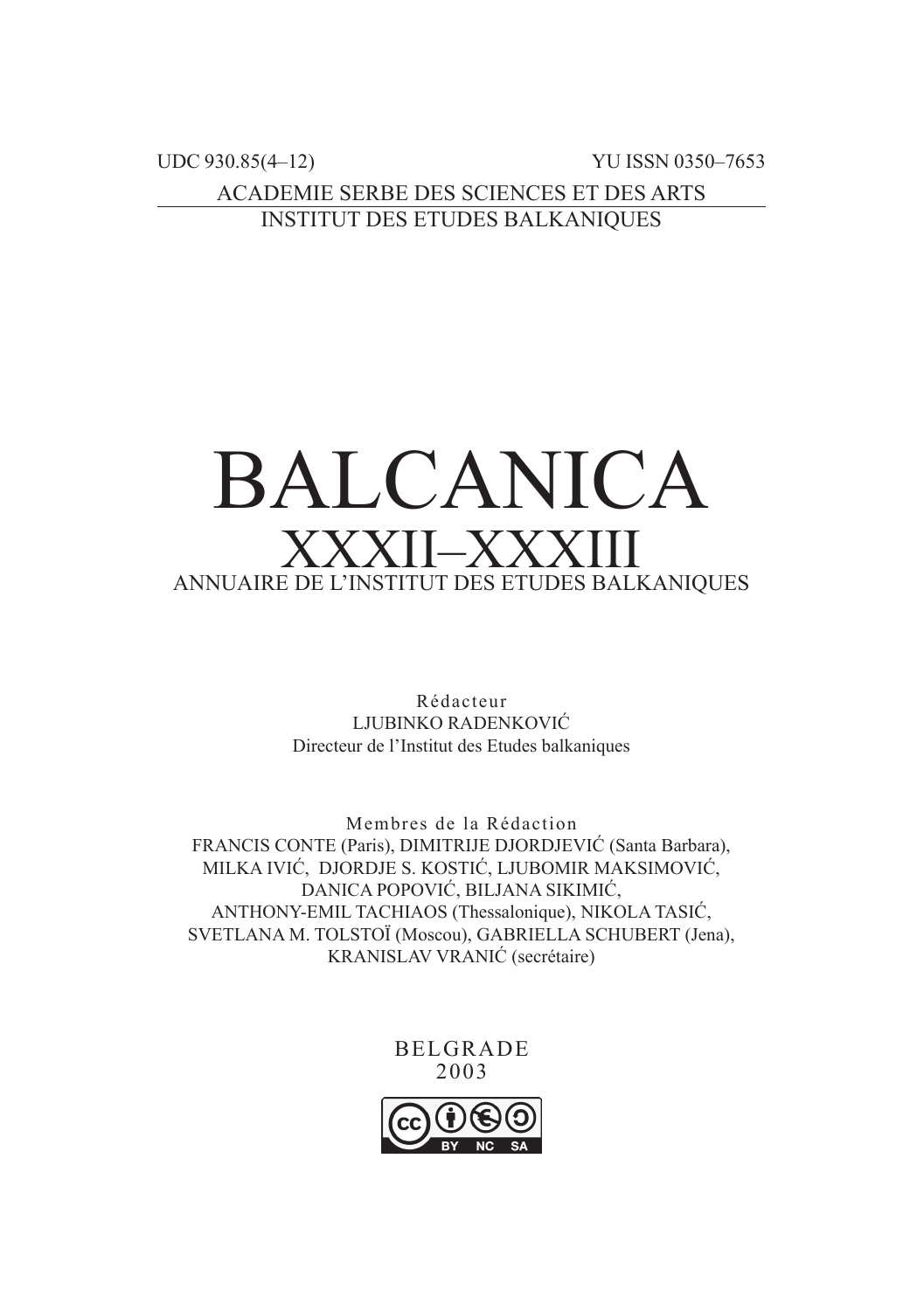UDC 930.85(4–12) YU ISSN 0350–7653

ACADEMIE SERBE DES SCIENCES ET DES ARTS

INSTITUT DES ETUDES BALKANIQUES

# BALCANICA

## XXXII–XXXIII

ANNUAIRE DE L'INSTITUT DES ETUDES BALKANIQUES

Rédacteur

LJUBINKO RADENKOVIĆ

Directeur de l'Institut des Etudes balkaniques

Membres de la Rédaction

FRANCIS CONTE (Paris), DIMITRIJE DJORDJEVIĆ (Santa Barbara), MILKA IVIĆ, DJORDJE S. KOSTIĆ, LJUBOMIR MAKSIMOVIĆ, DANICA POPOVIĆ, BILJANA SIKIMIĆ, ANTHONY-EMIL TACHIAOS (Thessalonique), NIKOLA TASIĆ, SVETLANA M. TOLSTOÏ (Moscou), GABRIELLA SCHUBERT (Jena), KRANISLAV VRANIĆ (secrétaire)

BELGRADE

2003

CC BY NC SA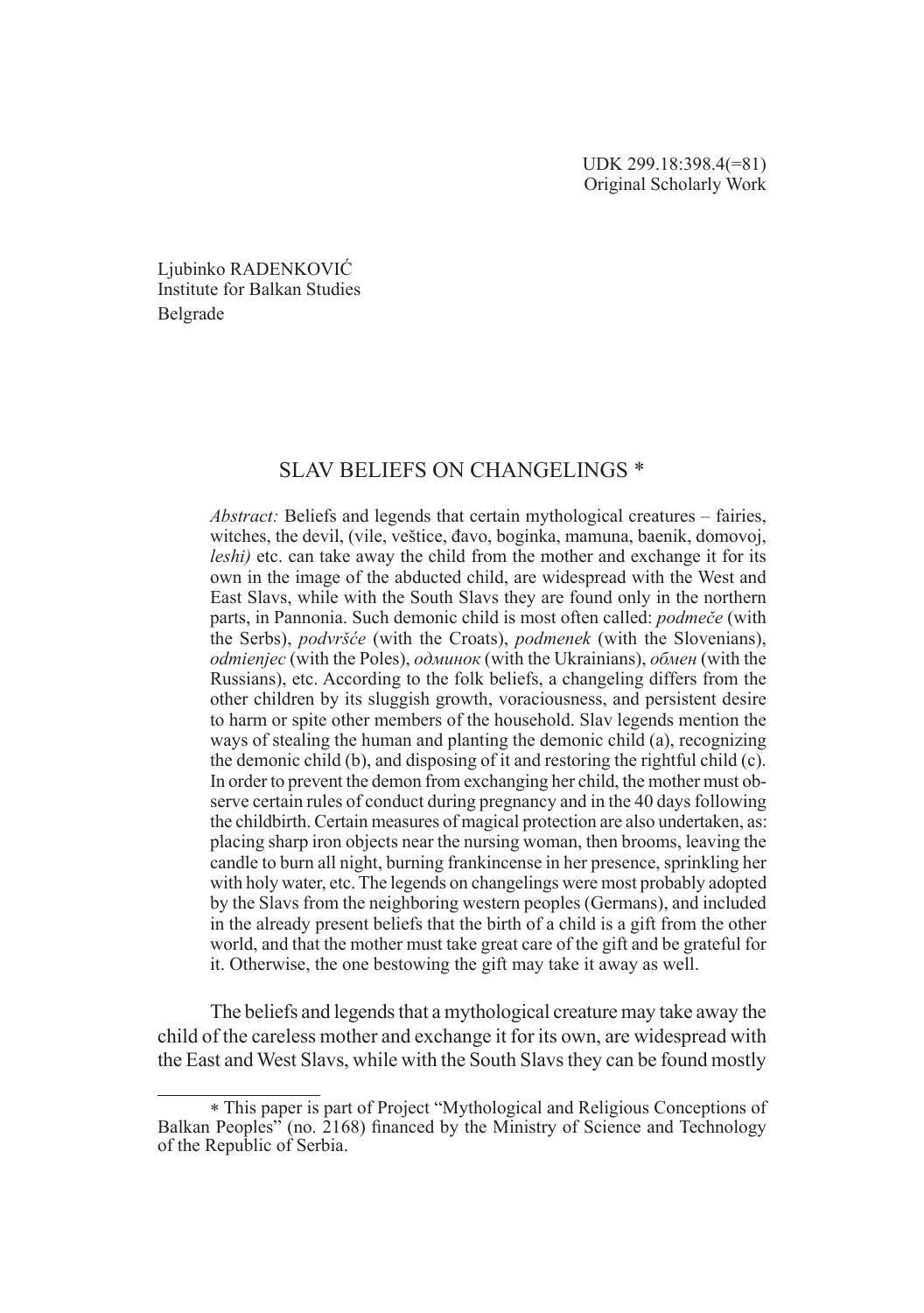UDK 299.18:398.4(=81)
Original Scholarly Work

Ljubinko RADENKOVIĆ
Institute for Balkan Studies
Belgrade

# SLAV BELIEFS ON CHANGELINGS *

*Abstract:* Beliefs and legends that certain mythological creatures – fairies, witches, the devil, (vile, veštice, đavo, boginka, mamuna, baenik, domovoj, *leshi)* etc. can take away the child from the mother and exchange it for its own in the image of the abducted child, are widespread with the West and East Slavs, while with the South Slavs they are found only in the northern parts, in Pannonia. Such demonic child is most often called: *podmeče* (with the Serbs), *podvršće* (with the Croats), *podmenek* (with the Slovenians), *odmienjec* (with the Poles), *одминок* (with the Ukrainians), *обмен* (with the Russians), etc. According to the folk beliefs, a changeling differs from the other children by its sluggish growth, voraciousness, and persistent desire to harm or spite other members of the household. Slav legends mention the ways of stealing the human and planting the demonic child (a), recognizing the demonic child (b), and disposing of it and restoring the rightful child (c). In order to prevent the demon from exchanging her child, the mother must observe certain rules of conduct during pregnancy and in the 40 days following the childbirth. Certain measures of magical protection are also undertaken, as: placing sharp iron objects near the nursing woman, then brooms, leaving the candle to burn all night, burning frankincense in her presence, sprinkling her with holy water, etc. The legends on changelings were most probably adopted by the Slavs from the neighboring western peoples (Germans), and included in the already present beliefs that the birth of a child is a gift from the other world, and that the mother must take great care of the gift and be grateful for it. Otherwise, the one bestowing the gift may take it away as well.

The beliefs and legends that a mythological creature may take away the child of the careless mother and exchange it for its own, are widespread with the East and West Slavs, while with the South Slavs they can be found mostly

---

* This paper is part of Project "Mythological and Religious Conceptions of Balkan Peoples" (no. 2168) financed by the Ministry of Science and Technology of the Republic of Serbia.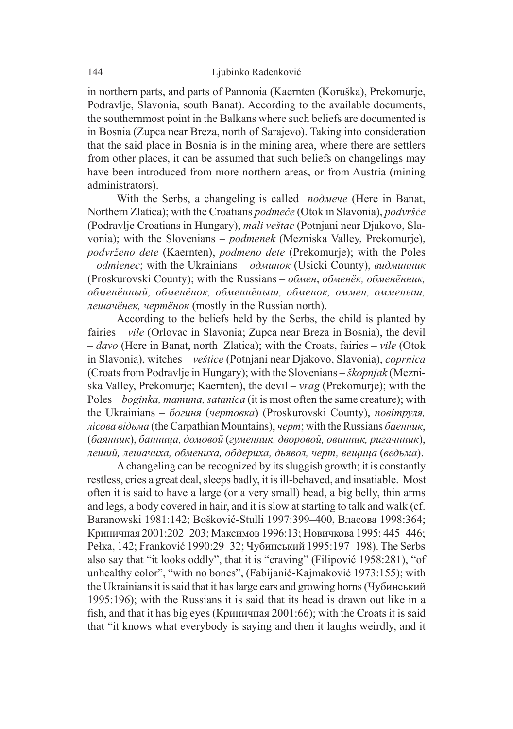in northern parts, and parts of Pannonia (Kaernten (Koruška), Prekomurje, Podravlje, Slavonia, south Banat). According to the available documents, the southernmost point in the Balkans where such beliefs are documented is in Bosnia (Zupca near Breza, north of Sarajevo). Taking into consideration that the said place in Bosnia is in the mining area, where there are settlers from other places, it can be assumed that such beliefs on changelings may have been introduced from more northern areas, or from Austria (mining administrators).

With the Serbs, a changeling is called *подмече* (Here in Banat, Northern Zlatica); with the Croatians *podmeče* (Otok in Slavonia), *podvršće* (Podravlje Croatians in Hungary), *mali veštac* (Potnjani near Djakovo, Slavonia); with the Slovenians – *podmenek* (Mezniska Valley, Prekomurje), *podvrženo dete* (Kaernten), *podmeno dete* (Prekomurje); with the Poles – *odmienec*; with the Ukrainians – *одминок* (Usicki County), *видминник* (Proskurovski County); with the Russians – *обмен*, *обменёк, обменённик, обменённый, обменёнок, обменнёныш, обменок, оммен, омменыш, лешачёнек, чертёнок* (mostly in the Russian north).

According to the beliefs held by the Serbs, the child is planted by fairies – *vile* (Orlovac in Slavonia; Zupca near Breza in Bosnia), the devil – *đavo* (Here in Banat, north Zlatica); with the Croats, fairies – *vile* (Otok in Slavonia), witches – *veštice* (Potnjani near Djakovo, Slavonia), *coprnica* (Croats from Podravlje in Hungary); with the Slovenians – *škopnjak* (Mezniska Valley, Prekomurje; Kaernten), the devil – *vrag* (Prekomurje); with the Poles – *boginka, mamuna, satanica* (it is most often the same creature); with the Ukrainians – *богиня* (*чертовка*) (Proskurovski County), *повітруля, лісова відьма* (the Carpathian Mountains), *черт*; with the Russians *баенник*, (*баянник*), *банница, домовой* (*гуменник, дворовой, овинник, ригачнник*), *леший, лешачиха, обмениха, обдериха, дьявол, черт, вещица* (*ведьма*).

A changeling can be recognized by its sluggish growth; it is constantly restless, cries a great deal, sleeps badly, it is ill-behaved, and insatiable. Most often it is said to have a large (or a very small) head, a big belly, thin arms and legs, a body covered in hair, and it is slow at starting to talk and walk (cf. Baranowski 1981:142; Bošković-Stulli 1997:399–400, Власова 1998:364; Криничная 2001:202–203; Максимов 1996:13; Новичкова 1995: 445–446; Rełka, 142; Franković 1990:29–32; Чубинський 1995:197–198). The Serbs also say that "it looks oddly", that it is "craving" (Filipović 1958:281), "of unhealthy color", "with no bones", (Fabijanić-Kajmaković 1973:155); with the Ukrainians it is said that it has large ears and growing horns (Чубинський 1995:196); with the Russians it is said that its head is drawn out like in a fish, and that it has big eyes (Криничная 2001:66); with the Croats it is said that "it knows what everybody is saying and then it laughs weirdly, and it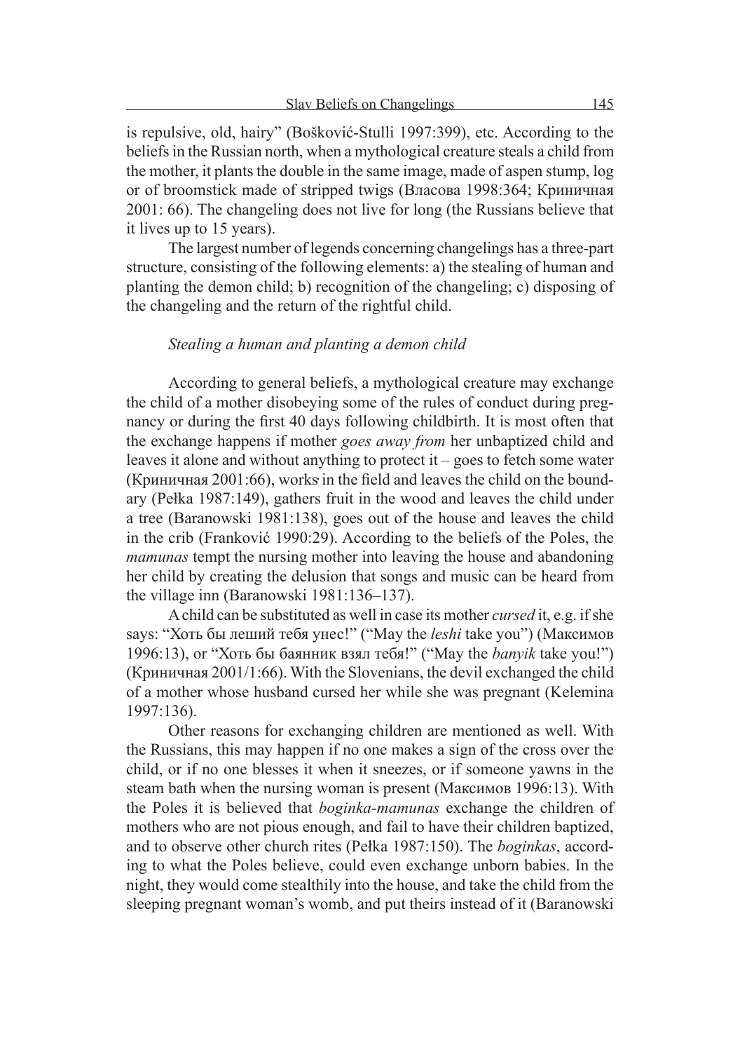is repulsive, old, hairy" (Bošković-Stulli 1997:399), etc. According to the beliefs in the Russian north, when a mythological creature steals a child from the mother, it plants the double in the same image, made of aspen stump, log or of broomstick made of stripped twigs (Власова 1998:364; Криничная 2001: 66). The changeling does not live for long (the Russians believe that it lives up to 15 years).

The largest number of legends concerning changelings has a three-part structure, consisting of the following elements: a) the stealing of human and planting the demon child; b) recognition of the changeling; c) disposing of the changeling and the return of the rightful child.

### *Stealing a human and planting a demon child*

According to general beliefs, a mythological creature may exchange the child of a mother disobeying some of the rules of conduct during pregnancy or during the first 40 days following childbirth. It is most often that the exchange happens if mother *goes away from* her unbaptized child and leaves it alone and without anything to protect it – goes to fetch some water (Криничная 2001:66), works in the field and leaves the child on the boundary (Pełka 1987:149), gathers fruit in the wood and leaves the child under a tree (Baranowski 1981:138), goes out of the house and leaves the child in the crib (Franković 1990:29). According to the beliefs of the Poles, the *mamunas* tempt the nursing mother into leaving the house and abandoning her child by creating the delusion that songs and music can be heard from the village inn (Baranowski 1981:136–137).

A child can be substituted as well in case its mother *cursed* it, e.g. if she says: "Хоть бы леший тебя унес!" ("May the *leshi* take you") (Максимов 1996:13), or "Хоть бы баянник взял тебя!" ("May the *banyik* take you!") (Криничная 2001/1:66). With the Slovenians, the devil exchanged the child of a mother whose husband cursed her while she was pregnant (Kelemina 1997:136).

Other reasons for exchanging children are mentioned as well. With the Russians, this may happen if no one makes a sign of the cross over the child, or if no one blesses it when it sneezes, or if someone yawns in the steam bath when the nursing woman is present (Максимов 1996:13). With the Poles it is believed that *boginka-mamunas* exchange the children of mothers who are not pious enough, and fail to have their children baptized, and to observe other church rites (Pełka 1987:150). The *boginkas*, according to what the Poles believe, could even exchange unborn babies. In the night, they would come stealthily into the house, and take the child from the sleeping pregnant woman's womb, and put theirs instead of it (Baranowski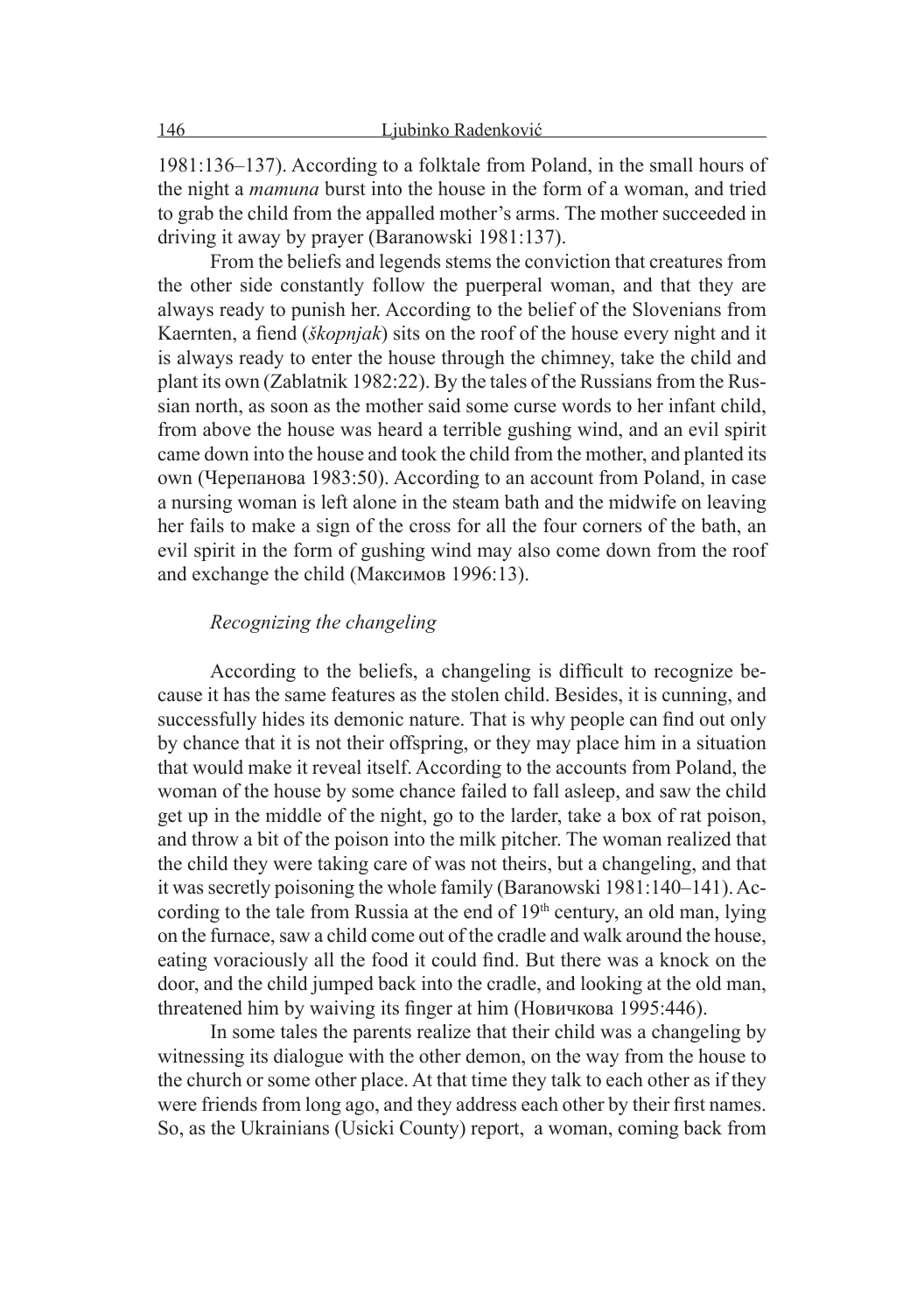1981:136–137). According to a folktale from Poland, in the small hours of the night a *mamuna* burst into the house in the form of a woman, and tried to grab the child from the appalled mother's arms. The mother succeeded in driving it away by prayer (Baranowski 1981:137).

From the beliefs and legends stems the conviction that creatures from the other side constantly follow the puerperal woman, and that they are always ready to punish her. According to the belief of the Slovenians from Kaernten, a fiend (*škopnjak*) sits on the roof of the house every night and it is always ready to enter the house through the chimney, take the child and plant its own (Zablatnik 1982:22). By the tales of the Russians from the Russian north, as soon as the mother said some curse words to her infant child, from above the house was heard a terrible gushing wind, and an evil spirit came down into the house and took the child from the mother, and planted its own (Черепанова 1983:50). According to an account from Poland, in case a nursing woman is left alone in the steam bath and the midwife on leaving her fails to make a sign of the cross for all the four corners of the bath, an evil spirit in the form of gushing wind may also come down from the roof and exchange the child (Максимов 1996:13).

*Recognizing the changeling*

According to the beliefs, a changeling is difficult to recognize because it has the same features as the stolen child. Besides, it is cunning, and successfully hides its demonic nature. That is why people can find out only by chance that it is not their offspring, or they may place him in a situation that would make it reveal itself. According to the accounts from Poland, the woman of the house by some chance failed to fall asleep, and saw the child get up in the middle of the night, go to the larder, take a box of rat poison, and throw a bit of the poison into the milk pitcher. The woman realized that the child they were taking care of was not theirs, but a changeling, and that it was secretly poisoning the whole family (Baranowski 1981:140–141). According to the tale from Russia at the end of 19th century, an old man, lying on the furnace, saw a child come out of the cradle and walk around the house, eating voraciously all the food it could find. But there was a knock on the door, and the child jumped back into the cradle, and looking at the old man, threatened him by waiving its finger at him (Новичкова 1995:446).

In some tales the parents realize that their child was a changeling by witnessing its dialogue with the other demon, on the way from the house to the church or some other place. At that time they talk to each other as if they were friends from long ago, and they address each other by their first names. So, as the Ukrainians (Usicki County) report, a woman, coming back from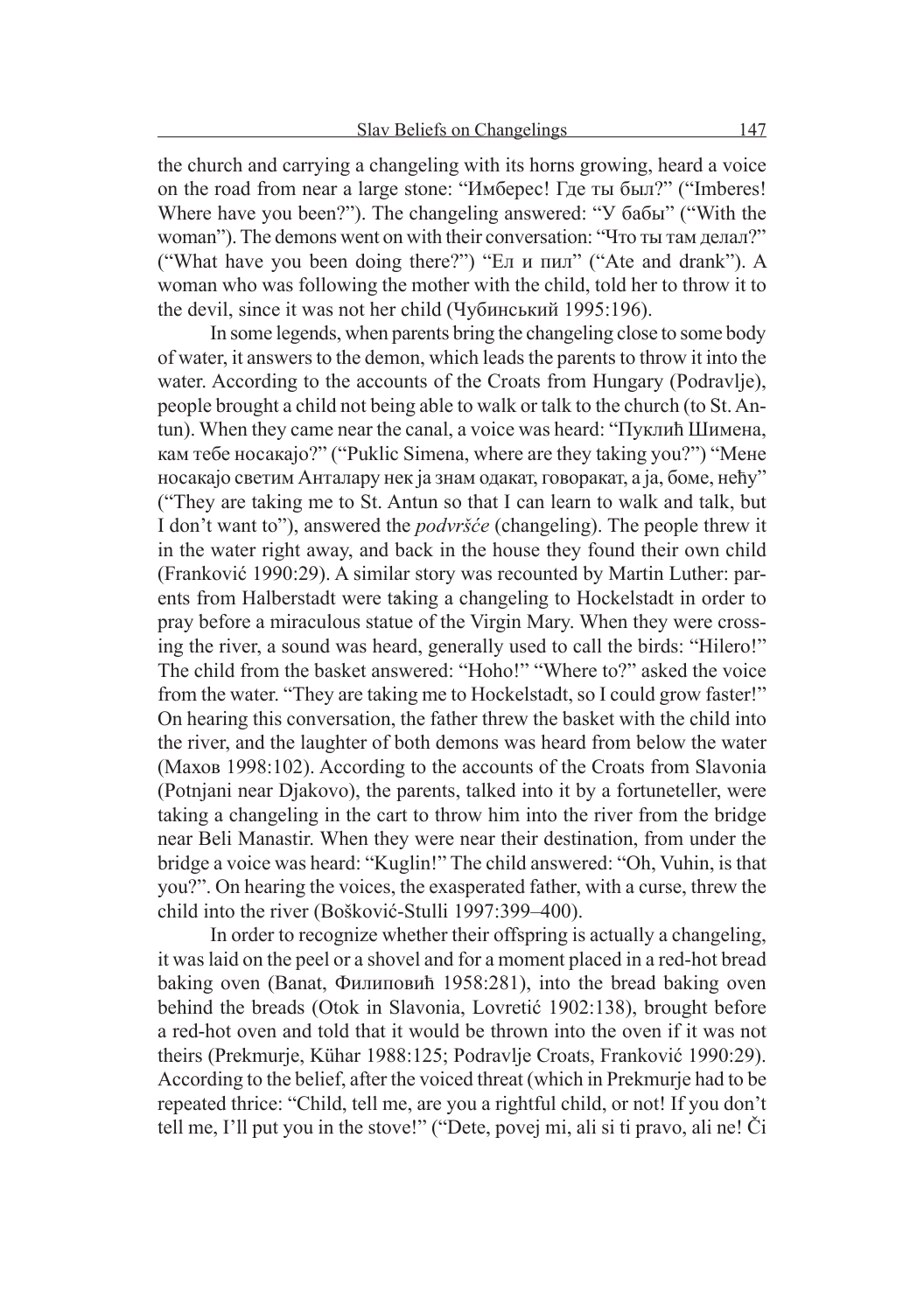the church and carrying a changeling with its horns growing, heard a voice on the road from near a large stone: "Имберес! Где ты был?" ("Imberes! Where have you been?"). The changeling answered: "У бабы" ("With the woman"). The demons went on with their conversation: "Что ты там делал?" ("What have you been doing there?") "Ел и пил" ("Ate and drank"). A woman who was following the mother with the child, told her to throw it to the devil, since it was not her child (Чубинський 1995:196).

In some legends, when parents bring the changeling close to some body of water, it answers to the demon, which leads the parents to throw it into the water. According to the accounts of the Croats from Hungary (Podravlje), people brought a child not being able to walk or talk to the church (to St. Antun). When they came near the canal, a voice was heard: "Пуклић Шимена, кам тебе носакајо?" ("Puklic Simena, where are they taking you?") "Мене носакајо светим Анталару нек ја знам одакат, говоракат, а ја, боме, нећу" ("They are taking me to St. Antun so that I can learn to walk and talk, but I don't want to"), answered the *podvršće* (changeling). The people threw it in the water right away, and back in the house they found their own child (Franković 1990:29). A similar story was recounted by Martin Luther: parents from Halberstadt were taking a changeling to Hockelstadt in order to pray before a miraculous statue of the Virgin Mary. When they were crossing the river, a sound was heard, generally used to call the birds: "Hilero!" The child from the basket answered: "Hoho!" "Where to?" asked the voice from the water. "They are taking me to Hockelstadt, so I could grow faster!" On hearing this conversation, the father threw the basket with the child into the river, and the laughter of both demons was heard from below the water (Махов 1998:102). According to the accounts of the Croats from Slavonia (Potnjani near Djakovo), the parents, talked into it by a fortuneteller, were taking a changeling in the cart to throw him into the river from the bridge near Beli Manastir. When they were near their destination, from under the bridge a voice was heard: "Kuglin!" The child answered: "Oh, Vuhin, is that you?". On hearing the voices, the exasperated father, with a curse, threw the child into the river (Bošković-Stulli 1997:399–400).

In order to recognize whether their offspring is actually a changeling, it was laid on the peel or a shovel and for a moment placed in a red-hot bread baking oven (Banat, Филиповић 1958:281), into the bread baking oven behind the breads (Otok in Slavonia, Lovretić 1902:138), brought before a red-hot oven and told that it would be thrown into the oven if it was not theirs (Prekmurje, Kühar 1988:125; Podravlje Croats, Franković 1990:29). According to the belief, after the voiced threat (which in Prekmurje had to be repeated thrice: "Child, tell me, are you a rightful child, or not! If you don't tell me, I'll put you in the stove!" ("Dete, povej mi, ali si ti pravo, ali ne! Či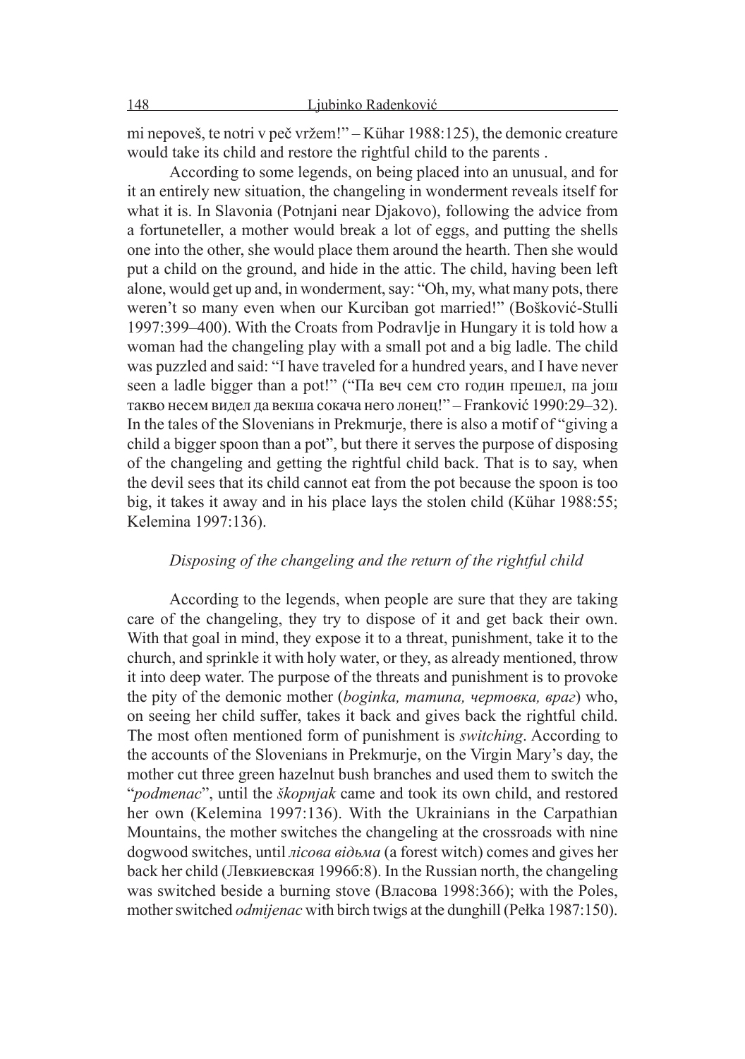mi nepoveš, te notri v peč vržem!" – Kühar 1988:125), the demonic creature would take its child and restore the rightful child to the parents .

According to some legends, on being placed into an unusual, and for it an entirely new situation, the changeling in wonderment reveals itself for what it is. In Slavonia (Potnjani near Djakovo), following the advice from a fortuneteller, a mother would break a lot of eggs, and putting the shells one into the other, she would place them around the hearth. Then she would put a child on the ground, and hide in the attic. The child, having been left alone, would get up and, in wonderment, say: "Oh, my, what many pots, there weren't so many even when our Kurciban got married!" (Bošković-Stulli 1997:399–400). With the Croats from Podravlje in Hungary it is told how a woman had the changeling play with a small pot and a big ladle. The child was puzzled and said: "I have traveled for a hundred years, and I have never seen a ladle bigger than a pot!" ("Па веч сем сто годин прешел, па још такво несем видел да векша сокача него лонец!" – Franković 1990:29–32). In the tales of the Slovenians in Prekmurje, there is also a motif of "giving a child a bigger spoon than a pot", but there it serves the purpose of disposing of the changeling and getting the rightful child back. That is to say, when the devil sees that its child cannot eat from the pot because the spoon is too big, it takes it away and in his place lays the stolen child (Kühar 1988:55; Kelemina 1997:136).

### *Disposing of the changeling and the return of the rightful child*

According to the legends, when people are sure that they are taking care of the changeling, they try to dispose of it and get back their own. With that goal in mind, they expose it to a threat, punishment, take it to the church, and sprinkle it with holy water, or they, as already mentioned, throw it into deep water. The purpose of the threats and punishment is to provoke the pity of the demonic mother (*boginka, тамииа, чертовка, враг*) who, on seeing her child suffer, takes it back and gives back the rightful child. The most often mentioned form of punishment is *switching*. According to the accounts of the Slovenians in Prekmurje, on the Virgin Mary's day, the mother cut three green hazelnut bush branches and used them to switch the "*podmenac*", until the *škopnjak* came and took its own child, and restored her own (Kelemina 1997:136). With the Ukrainians in the Carpathian Mountains, the mother switches the changeling at the crossroads with nine dogwood switches, until *лісова відьма* (a forest witch) comes and gives her back her child (Левкиевская 1996б:8). In the Russian north, the changeling was switched beside a burning stove (Власова 1998:366); with the Poles, mother switched *odmijenac* with birch twigs at the dunghill (Pełka 1987:150).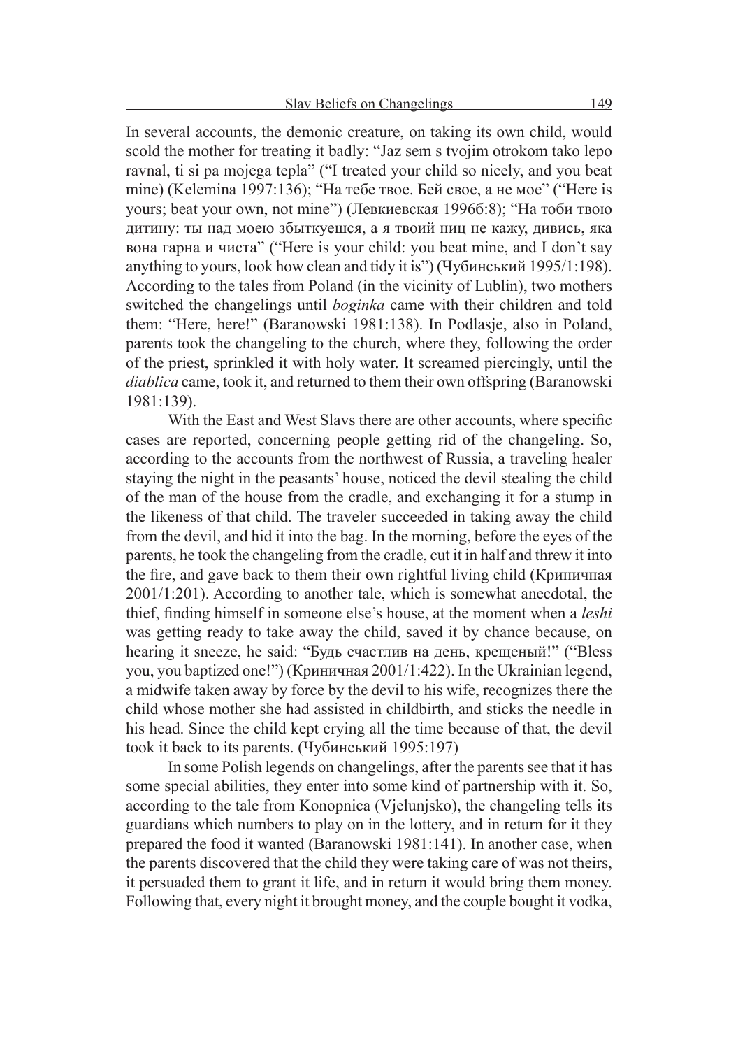In several accounts, the demonic creature, on taking its own child, would scold the mother for treating it badly: "Jaz sem s tvojim otrokom tako lepo ravnal, ti si pa mojega tepla" ("I treated your child so nicely, and you beat mine) (Kelemina 1997:136); "На тебе твое. Бей свое, а не мое" ("Here is yours; beat your own, not mine") (Левкиевская 1996б:8); "На тоби твою дитину: ты над моею збыткуешся, а я твоий ниц не кажу, дивись, яка вона гарна и чиста" ("Here is your child: you beat mine, and I don't say anything to yours, look how clean and tidy it is") (Чубинський 1995/1:198). According to the tales from Poland (in the vicinity of Lublin), two mothers switched the changelings until *boginka* came with their children and told them: "Here, here!" (Baranowski 1981:138). In Podlasje, also in Poland, parents took the changeling to the church, where they, following the order of the priest, sprinkled it with holy water. It screamed piercingly, until the *diablica* came, took it, and returned to them their own offspring (Baranowski 1981:139).

With the East and West Slavs there are other accounts, where specific cases are reported, concerning people getting rid of the changeling. So, according to the accounts from the northwest of Russia, a traveling healer staying the night in the peasants' house, noticed the devil stealing the child of the man of the house from the cradle, and exchanging it for a stump in the likeness of that child. The traveler succeeded in taking away the child from the devil, and hid it into the bag. In the morning, before the eyes of the parents, he took the changeling from the cradle, cut it in half and threw it into the fire, and gave back to them their own rightful living child (Криничная 2001/1:201). According to another tale, which is somewhat anecdotal, the thief, finding himself in someone else's house, at the moment when a *leshi* was getting ready to take away the child, saved it by chance because, on hearing it sneeze, he said: "Будь счастлив на день, крещеный!" ("Bless you, you baptized one!") (Криничная 2001/1:422). In the Ukrainian legend, a midwife taken away by force by the devil to his wife, recognizes there the child whose mother she had assisted in childbirth, and sticks the needle in his head. Since the child kept crying all the time because of that, the devil took it back to its parents. (Чубинський 1995:197)

In some Polish legends on changelings, after the parents see that it has some special abilities, they enter into some kind of partnership with it. So, according to the tale from Konopnica (Vjelunjsko), the changeling tells its guardians which numbers to play on in the lottery, and in return for it they prepared the food it wanted (Baranowski 1981:141). In another case, when the parents discovered that the child they were taking care of was not theirs, it persuaded them to grant it life, and in return it would bring them money. Following that, every night it brought money, and the couple bought it vodka,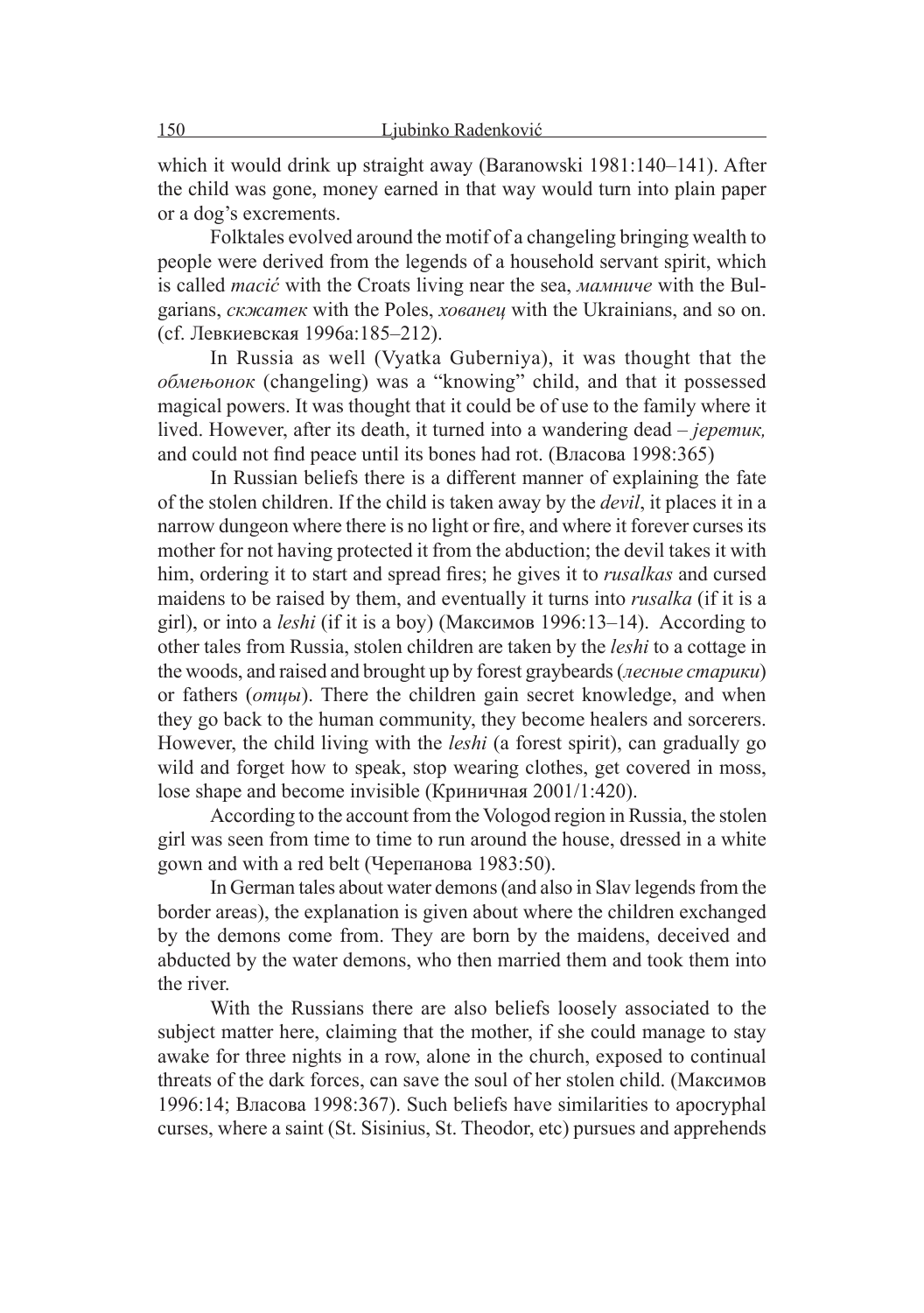which it would drink up straight away (Baranowski 1981:140–141). After the child was gone, money earned in that way would turn into plain paper or a dog's excrements.

Folktales evolved around the motif of a changeling bringing wealth to people were derived from the legends of a household servant spirit, which is called *macić* with the Croats living near the sea, *мамниче* with the Bulgarians, *скжатек* with the Poles, *хованец* with the Ukrainians, and so on. (cf. Левкиевская 1996a:185–212).

In Russia as well (Vyatka Guberniya), it was thought that the *обмењонок* (changeling) was a "knowing" child, and that it possessed magical powers. It was thought that it could be of use to the family where it lived. However, after its death, it turned into a wandering dead – *jеретик,* and could not find peace until its bones had rot. (Власова 1998:365)

In Russian beliefs there is a different manner of explaining the fate of the stolen children. If the child is taken away by the *devil*, it places it in a narrow dungeon where there is no light or fire, and where it forever curses its mother for not having protected it from the abduction; the devil takes it with him, ordering it to start and spread fires; he gives it to *rusalkas* and cursed maidens to be raised by them, and eventually it turns into *rusalka* (if it is a girl), or into a *leshi* (if it is a boy) (Максимов 1996:13–14). According to other tales from Russia, stolen children are taken by the *leshi* to a cottage in the woods, and raised and brought up by forest graybeards (*лесные старики*) or fathers (*отцы*). There the children gain secret knowledge, and when they go back to the human community, they become healers and sorcerers. However, the child living with the *leshi* (a forest spirit), can gradually go wild and forget how to speak, stop wearing clothes, get covered in moss, lose shape and become invisible (Криничная 2001/1:420).

According to the account from the Vologod region in Russia, the stolen girl was seen from time to time to run around the house, dressed in a white gown and with a red belt (Черепанова 1983:50).

In German tales about water demons (and also in Slav legends from the border areas), the explanation is given about where the children exchanged by the demons come from. They are born by the maidens, deceived and abducted by the water demons, who then married them and took them into the river.

With the Russians there are also beliefs loosely associated to the subject matter here, claiming that the mother, if she could manage to stay awake for three nights in a row, alone in the church, exposed to continual threats of the dark forces, can save the soul of her stolen child. (Максимов 1996:14; Власова 1998:367). Such beliefs have similarities to apocryphal curses, where a saint (St. Sisinius, St. Theodor, etc) pursues and apprehends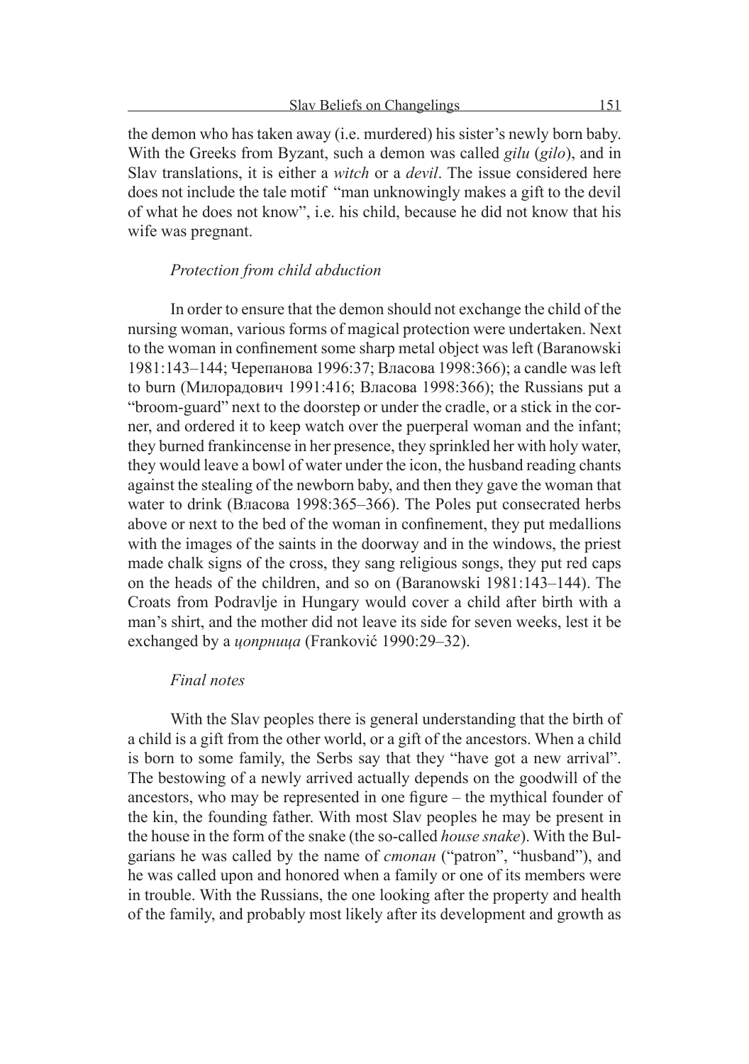the demon who has taken away (i.e. murdered) his sister's newly born baby. With the Greeks from Byzant, such a demon was called *gilu* (*gilo*), and in Slav translations, it is either a *witch* or a *devil*. The issue considered here does not include the tale motif "man unknowingly makes a gift to the devil of what he does not know", i.e. his child, because he did not know that his wife was pregnant.

### *Protection from child abduction*

In order to ensure that the demon should not exchange the child of the nursing woman, various forms of magical protection were undertaken. Next to the woman in confinement some sharp metal object was left (Baranowski 1981:143–144; Черепанова 1996:37; Власова 1998:366); a candle was left to burn (Милорадович 1991:416; Власова 1998:366); the Russians put a "broom-guard" next to the doorstep or under the cradle, or a stick in the corner, and ordered it to keep watch over the puerperal woman and the infant; they burned frankincense in her presence, they sprinkled her with holy water, they would leave a bowl of water under the icon, the husband reading chants against the stealing of the newborn baby, and then they gave the woman that water to drink (Власова 1998:365–366). The Poles put consecrated herbs above or next to the bed of the woman in confinement, they put medallions with the images of the saints in the doorway and in the windows, the priest made chalk signs of the cross, they sang religious songs, they put red caps on the heads of the children, and so on (Baranowski 1981:143–144). The Croats from Podravlje in Hungary would cover a child after birth with a man's shirt, and the mother did not leave its side for seven weeks, lest it be exchanged by a *цопрница* (Franković 1990:29–32).

### *Final notes*

With the Slav peoples there is general understanding that the birth of a child is a gift from the other world, or a gift of the ancestors. When a child is born to some family, the Serbs say that they "have got a new arrival". The bestowing of a newly arrived actually depends on the goodwill of the ancestors, who may be represented in one figure – the mythical founder of the kin, the founding father. With most Slav peoples he may be present in the house in the form of the snake (the so-called *house snake*). With the Bulgarians he was called by the name of *стопан* ("patron", "husband"), and he was called upon and honored when a family or one of its members were in trouble. With the Russians, the one looking after the property and health of the family, and probably most likely after its development and growth as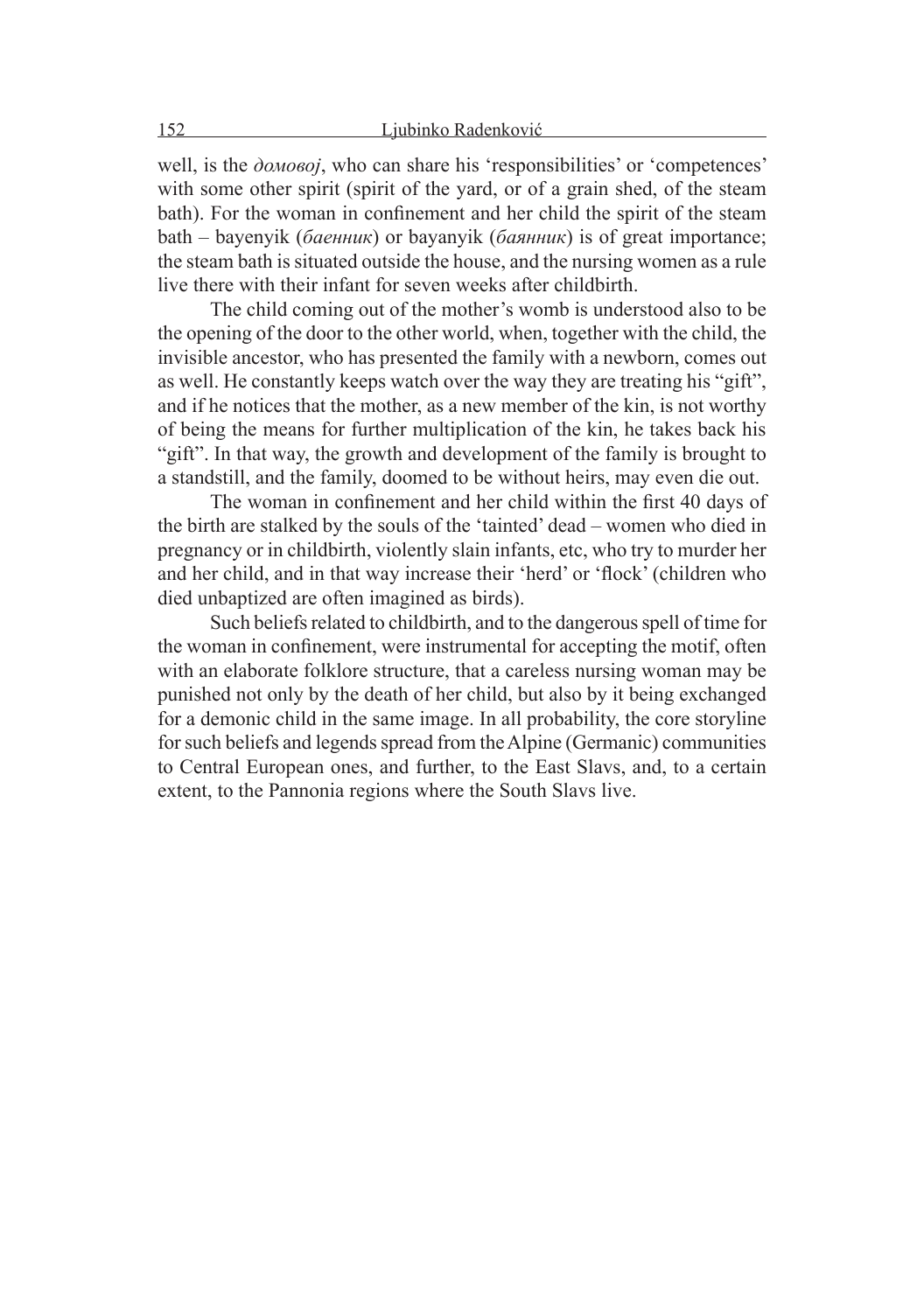well, is the *домовој*, who can share his 'responsibilities' or 'competences' with some other spirit (spirit of the yard, or of a grain shed, of the steam bath). For the woman in confinement and her child the spirit of the steam bath – bayenyik (*баенник*) or bayanyik (*баянник*) is of great importance; the steam bath is situated outside the house, and the nursing women as a rule live there with their infant for seven weeks after childbirth.

The child coming out of the mother's womb is understood also to be the opening of the door to the other world, when, together with the child, the invisible ancestor, who has presented the family with a newborn, comes out as well. He constantly keeps watch over the way they are treating his "gift", and if he notices that the mother, as a new member of the kin, is not worthy of being the means for further multiplication of the kin, he takes back his "gift". In that way, the growth and development of the family is brought to a standstill, and the family, doomed to be without heirs, may even die out.

The woman in confinement and her child within the first 40 days of the birth are stalked by the souls of the 'tainted' dead – women who died in pregnancy or in childbirth, violently slain infants, etc, who try to murder her and her child, and in that way increase their 'herd' or 'flock' (children who died unbaptized are often imagined as birds).

Such beliefs related to childbirth, and to the dangerous spell of time for the woman in confinement, were instrumental for accepting the motif, often with an elaborate folklore structure, that a careless nursing woman may be punished not only by the death of her child, but also by it being exchanged for a demonic child in the same image. In all probability, the core storyline for such beliefs and legends spread from the Alpine (Germanic) communities to Central European ones, and further, to the East Slavs, and, to a certain extent, to the Pannonia regions where the South Slavs live.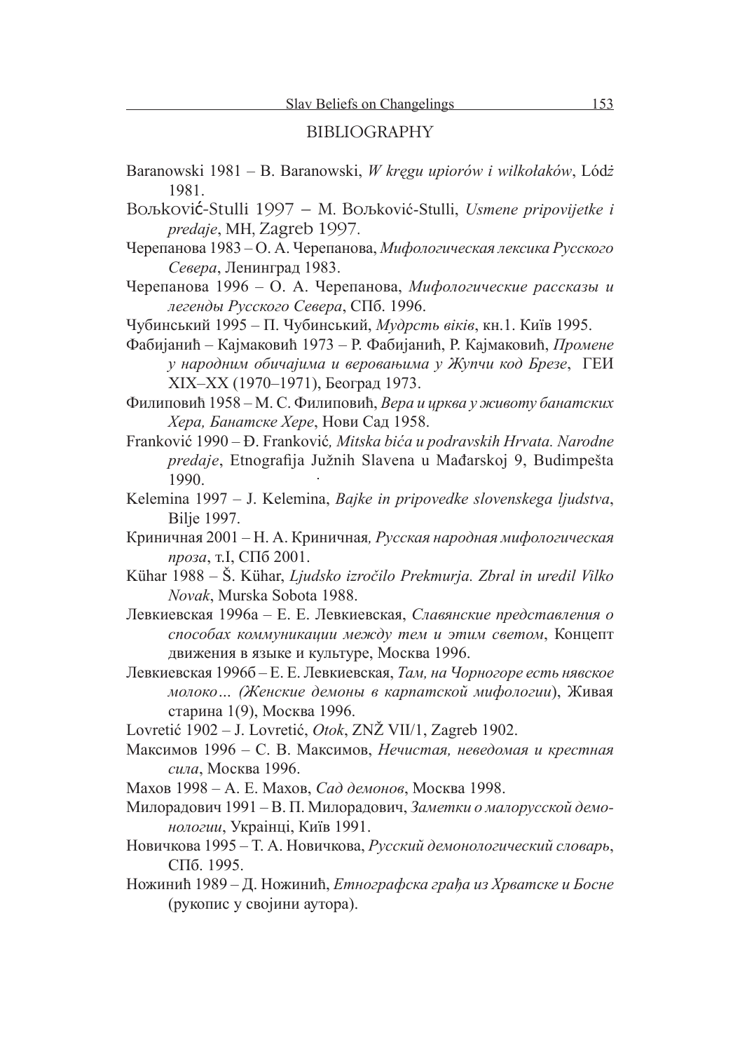## BIBLIOGRAPHY

Baranowski 1981 – B. Baranowski, *W kręgu upiorów i wilkołaków*, Lódż 1981.

Boљković-Stulli 1997 – M. Boљković-Stulli, *Usmene pripovijetke i predaje*, MH, Zagreb 1997.

Черепанова 1983 – О. А. Черепанова, *Мифологическая лексика Русского Севера*, Ленинград 1983.

Черепанова 1996 – О. А. Черепанова, *Мифологические рассказы и легенды Русского Севера*, СПб. 1996.

Чубинський 1995 – П. Чубинський, *Мудрсть віків*, кн.1. Київ 1995.

Фабијанић – Кајмаковић 1973 – Р. Фабијанић, Р. Кајмаковић, *Промене у народним обичајима и веровањима у Жупчи код Брезе*, ГЕИ XIX–XX (1970–1971), Београд 1973.

Филиповић 1958 – М. С. Филиповић, *Вера и црква у животу банатских Хера, Банатске Хере*, Нови Сад 1958.

Franković 1990 – Đ. Franković*, Mitska bića u podravskih Hrvata. Narodne predaje*, Etnografija Južnih Slavena u Mađarskoj 9, Budimpešta 1990.

Kelemina 1997 – J. Kelemina, *Bajke in pripovedke slovenskega ljudstva*, Bilje 1997.

Криничная 2001 – Н. А. Криничная*, Русская народная мифологическая проза*, т.I, СПб 2001.

Kühar 1988 – Š. Kühar, *Ljudsko izročilo Prekmurja. Zbral in uredil Vilko Novak*, Murska Sobota 1988.

Левкиевская 1996а – Е. Е. Левкиевская, *Славянские представления о способах коммуникации между тем и этим светом*, Концепт движения в языке и культуре, Москва 1996.

Левкиевская 1996б – Е. Е. Левкиевская, *Там, на Чорногоре есть нявское молоко… (Женские демоны в карпатской мифологии*), Живая старина 1(9), Москва 1996.

Lovretić 1902 – J. Lovretić, *Otok*, ZNŽ VII/1, Zagreb 1902.

Максимов 1996 – С. В. Максимов, *Нечистая, неведомая и крестная сила*, Москва 1996.

Махов 1998 – А. Е. Махов, *Сад демонов*, Москва 1998.

Милорадович 1991 – В. П. Милорадович, *Заметки о малорусской демонологии*, Украiнцi, Київ 1991.

Новичкова 1995 – Т. А. Новичкова, *Русский демонологический словарь*, СПб. 1995.

Ножинић 1989 – Д. Ножинић, *Етнографска грађа из Хрватске и Босне* (рукопис у својини аутора).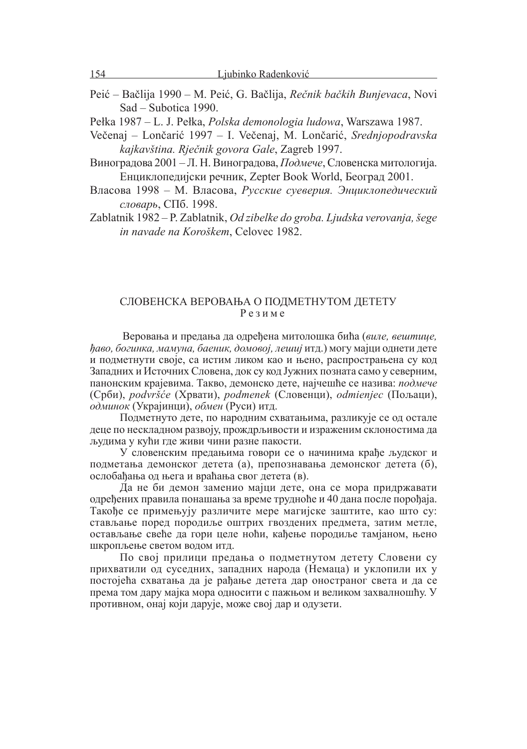Peić – Bačlija 1990 – M. Peić, G. Bačlija, *Rečnik bačkih Bunjevaca*, Novi Sad – Subotica 1990.

Pełka 1987 – L. J. Pełka, *Polska demonologia ludowa*, Warszawa 1987.

Večenaj – Lončarić 1997 – I. Večenaj, M. Lončarić, *Srednjopodravska kajkavština. Rječnik govora Gale*, Zagreb 1997.

Виноградова 2001 – Л. Н. Виноградова, *Подмече*, Словенска митологија. Енциклопедијски речник, Zepter Book World, Београд 2001.

Власова 1998 – М. Власова, *Русские суеверия. Энциклопедический словарь*, СПб. 1998.

Zablatnik 1982 – P. Zablatnik, *Od zibelke do groba. Ljudska verovanja, šege in navade na Koroškem*, Celovec 1982.

## СЛОВЕНСКА ВЕРОВАЊА О ПОДМЕТНУТОМ ДЕТЕТУ

### Резиме

Веровања и предања да одређена митолошка бића (*виле, вештице, ђаво, богинка, мамуна, баеник, домовој, лешиј* итд.) могу мајци однети дете и подметнути своје, са истим ликом као и њено, распрострањена су код Западних и Источних Словена, док су код Јужних позната само у северним, панонским крајевима. Такво, демонско дете, најчешће се назива: *подмече* (Срби), *podvršće* (Хрвати), *podmenek* (Словенци), *odmienjec* (Пољаци), *одминок* (Украјинци), *обмен* (Руси) итд.

Подметнуто дете, по народним схватањима, разликује се од остале деце по нескладном развоју, прождрљивости и израженим склоностима да људима у кући где живи чини разне пакости.

У словенским предањима говори се о начинима крађе људског и подметања демонског детета (а), препознавања демонског детета (б), ослобађања од њега и враћања свог детета (в).

Да не би демон заменио мајци дете, она се мора придржавати одређених правила понашања за време трудноће и 40 дана после порођаја. Такође се примењују различите мере магијске заштите, као што су: стављање поред породиље оштрих гвоздених предмета, затим метле, остављање свеће да гори целе ноћи, кађење породиље тамјаном, њено шкропљење светом водом итд.

По свој прилици предања о подметнутом детету Словени су прихватили од суседних, западних народа (Немаца) и уклопили их у постојећа схватања да је рађање детета дар оностраног света и да се према том дару мајка мора односити с пажњом и великом захвалношћу. У противном, онај који дарује, може свој дар и одузети.